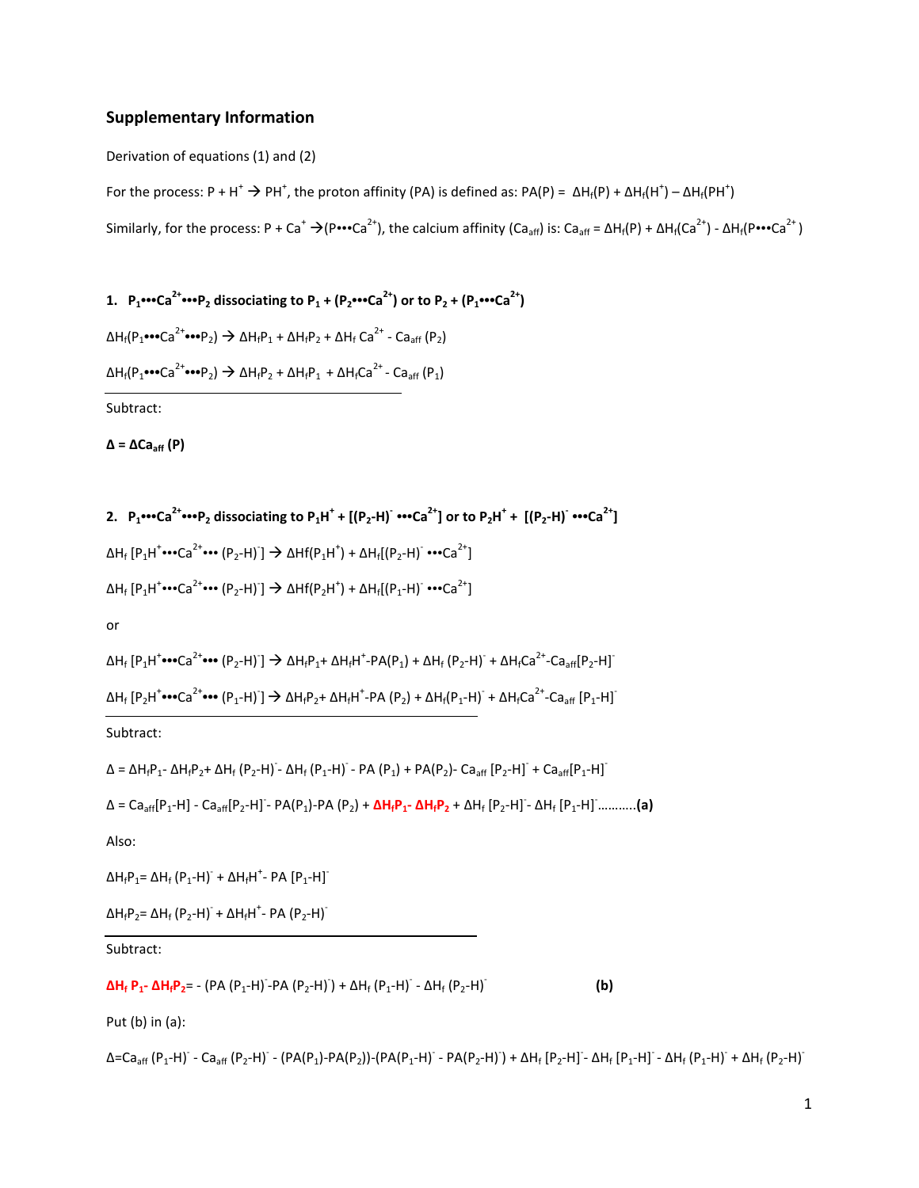## Supplementary Information

Derivation of equations (1) and (2)

For the process: $P + H^+ \rightarrow PH^+$, the proton affinity (PA) is defined as: $PA(P) = \Delta H_f(P) + \Delta H_f(H^+) - \Delta H_f(PH^+)$

Similarly, for the process: $P + Ca^+ \rightarrow (P{\bullet\bullet\bullet}Ca^{2+})$, the calcium affinity ($Ca_{aff}$) is: $Ca_{aff} = \Delta H_f(P) + \Delta H_f(Ca^{2+}) - \Delta H_f(P{\bullet\bullet\bullet}Ca^{2+})$

### 1. $P_1{\bullet\bullet\bullet}Ca^{2+}{\bullet\bullet\bullet}P_2$ dissociating to $P_1 + (P_2{\bullet\bullet\bullet}Ca^{2+})$ or to $P_2 + (P_1{\bullet\bullet\bullet}Ca^{2+})$

$\Delta H_f(P_1{\bullet\bullet\bullet}Ca^{2+}{\bullet\bullet\bullet}P_2) \rightarrow \Delta H_f P_1 + \Delta H_f P_2 + \Delta H_f\, Ca^{2+} - Ca_{aff}\,(P_2)$

$\Delta H_f(P_1{\bullet\bullet\bullet}Ca^{2+}{\bullet\bullet\bullet}P_2) \rightarrow \Delta H_f P_2 + \Delta H_f P_1 + \Delta H_f Ca^{2+} - Ca_{aff}\,(P_1)$

---

Subtract:

**$\Delta = \Delta Ca_{aff}\,(P)$**

### 2. $P_1{\bullet\bullet\bullet}Ca^{2+}{\bullet\bullet\bullet}P_2$ dissociating to $P_1H^+ + [(P_2\text{-H})^- {\bullet\bullet\bullet}Ca^{2+}]$ or to $P_2H^+ + [(P_2\text{-H})^- {\bullet\bullet\bullet}Ca^{2+}]$

$\Delta H_f\,[P_1H^+{\bullet\bullet\bullet}Ca^{2+}{\bullet\bullet\bullet}\,(P_2\text{-H})^-] \rightarrow \Delta Hf(P_1H^+) + \Delta H_f[(P_2\text{-H})^- {\bullet\bullet\bullet}Ca^{2+}]$

$\Delta H_f\,[P_1H^+{\bullet\bullet\bullet}Ca^{2+}{\bullet\bullet\bullet}\,(P_2\text{-H})^-] \rightarrow \Delta Hf(P_2H^+) + \Delta H_f[(P_1\text{-H})^- {\bullet\bullet\bullet}Ca^{2+}]$

or

$\Delta H_f\,[P_1H^+{\bullet\bullet\bullet}Ca^{2+}{\bullet\bullet\bullet}\,(P_2\text{-H})^-] \rightarrow \Delta H_f P_1 + \Delta H_f H^+ - PA(P_1) + \Delta H_f\,(P_2\text{-H})^- + \Delta H_f Ca^{2+} - Ca_{aff}[P_2\text{-H}]^-$

$\Delta H_f\,[P_2H^+{\bullet\bullet\bullet}Ca^{2+}{\bullet\bullet\bullet}\,(P_1\text{-H})^-] \rightarrow \Delta H_f P_2 + \Delta H_f H^+ - PA\,(P_2) + \Delta H_f(P_1\text{-H})^- + \Delta H_f Ca^{2+} - Ca_{aff}\,[P_1\text{-H}]^-$

---

Subtract:

$\Delta = \Delta H_f P_1 - \Delta H_f P_2 + \Delta H_f\,(P_2\text{-H})^- - \Delta H_f\,(P_1\text{-H})^- - PA\,(P_1) + PA(P_2) - Ca_{aff}\,[P_2\text{-H}]^- + Ca_{aff}[P_1\text{-H}]^-$

$\Delta = Ca_{aff}[P_1\text{-H}] - Ca_{aff}[P_2\text{-H}]^- - PA(P_1) - PA\,(P_2) + \mathbf{\Delta H_f P_1 - \Delta H_f P_2} + \Delta H_f\,[P_2\text{-H}]^- - \Delta H_f\,[P_1\text{-H}]^-$...........**(a)**

Also:

$\Delta H_f P_1 = \Delta H_f\,(P_1\text{-H})^- + \Delta H_f H^+ - PA\,[P_1\text{-H}]^-$

$\Delta H_f P_2 = \Delta H_f\,(P_2\text{-H})^- + \Delta H_f H^+ - PA\,(P_2\text{-H})^-$

---

Subtract:

$\mathbf{\Delta H_f\,P_1 - \Delta H_f P_2} = -\,(PA\,(P_1\text{-H})^- - PA\,(P_2\text{-H})^-) + \Delta H_f\,(P_1\text{-H})^- - \Delta H_f\,(P_2\text{-H})^-$ **(b)**

Put (b) in (a):

$\Delta = Ca_{aff}\,(P_1\text{-H})^- - Ca_{aff}\,(P_2\text{-H})^- - (PA(P_1) - PA(P_2)) - (PA(P_1\text{-H})^- - PA(P_2\text{-H})^-) + \Delta H_f\,[P_2\text{-H}]^- - \Delta H_f\,[P_1\text{-H}]^- - \Delta H_f\,(P_1\text{-H})^- + \Delta H_f\,(P_2\text{-H})^-$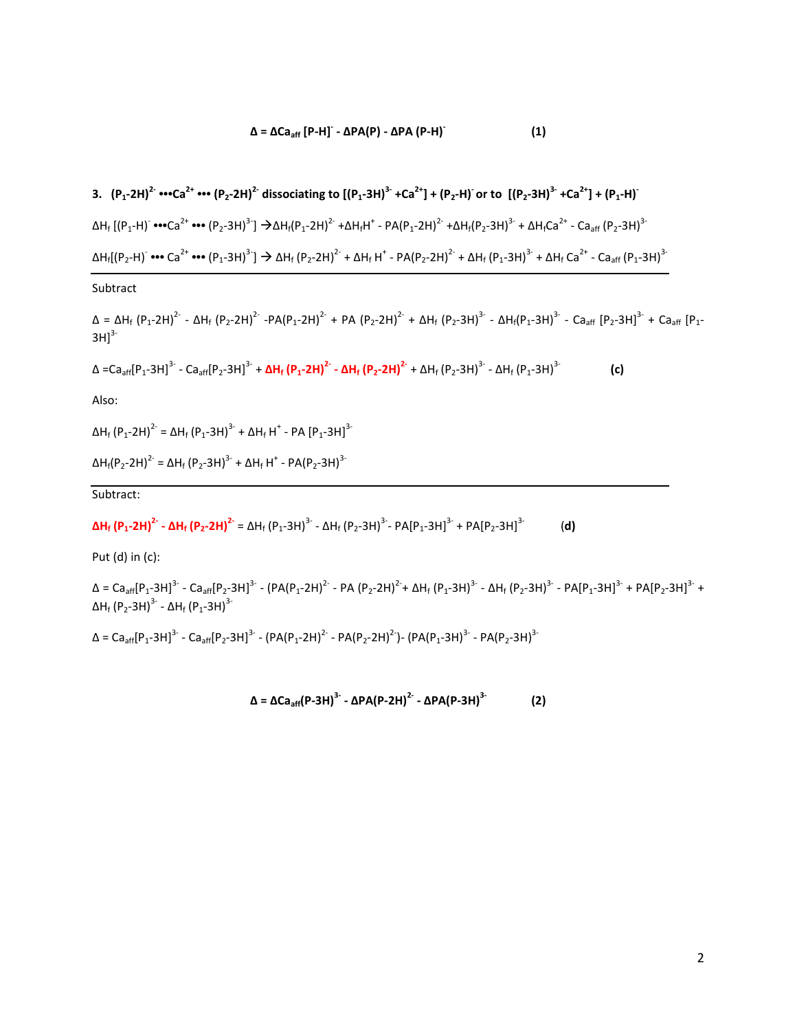$$\Delta = \Delta Ca_{aff}\,[P\text{-}H]^{-} - \Delta PA(P) - \Delta PA\,(P\text{-}H)^{-} \qquad \textbf{(1)}$$

**3. $(P_1\text{-}2H)^{2-} \bullet\bullet\bullet Ca^{2+} \bullet\bullet\bullet (P_2\text{-}2H)^{2-}$ dissociating to $[(P_1\text{-}3H)^{3-} + Ca^{2+}] + (P_2\text{-}H)^{-}$ or to $[(P_2\text{-}3H)^{3-} + Ca^{2+}] + (P_1\text{-}H)^{-}$**

$\Delta H_f\,[(P_1\text{-}H)^{-} \bullet\bullet\bullet Ca^{2+} \bullet\bullet\bullet (P_2\text{-}3H)^{3-}] \rightarrow \Delta H_f(P_1\text{-}2H)^{2-} + \Delta H_f H^{+} - PA(P_1\text{-}2H)^{2-} + \Delta H_f(P_2\text{-}3H)^{3-} + \Delta H_f Ca^{2+} - Ca_{aff}\,(P_2\text{-}3H)^{3-}$

$\Delta H_f[(P_2\text{-}H)^{-} \bullet\bullet\bullet Ca^{2+} \bullet\bullet\bullet (P_1\text{-}3H)^{3-}] \rightarrow \Delta H_f\,(P_2\text{-}2H)^{2-} + \Delta H_f\,H^{+} - PA(P_2\text{-}2H)^{2-} + \Delta H_f\,(P_1\text{-}3H)^{3-} + \Delta H_f\,Ca^{2+} - Ca_{aff}\,(P_1\text{-}3H)^{3-}$

Subtract

$\Delta = \Delta H_f\,(P_1\text{-}2H)^{2-} - \Delta H_f\,(P_2\text{-}2H)^{2-} - PA(P_1\text{-}2H)^{2-} + PA\,(P_2\text{-}2H)^{2-} + \Delta H_f\,(P_2\text{-}3H)^{3-} - \Delta H_f(P_1\text{-}3H)^{3-} - Ca_{aff}\,[P_2\text{-}3H]^{3-} + Ca_{aff}\,[P_1\text{-}3H]^{3-}$

$\Delta = Ca_{aff}[P_1\text{-}3H]^{3-} - Ca_{aff}[P_2\text{-}3H]^{3-} + \mathbf{\Delta H_f\,(P_1\text{-}2H)^{2-} - \Delta H_f\,(P_2\text{-}2H)^{2-}} + \Delta H_f\,(P_2\text{-}3H)^{3-} - \Delta H_f\,(P_1\text{-}3H)^{3-} \qquad \textbf{(c)}$

Also:

$\Delta H_f\,(P_1\text{-}2H)^{2-} = \Delta H_f\,(P_1\text{-}3H)^{3-} + \Delta H_f\,H^{+} - PA\,[P_1\text{-}3H]^{3-}$

$\Delta H_f(P_2\text{-}2H)^{2-} = \Delta H_f\,(P_2\text{-}3H)^{3-} + \Delta H_f\,H^{+} - PA(P_2\text{-}3H)^{3-}$

Subtract:

$\mathbf{\Delta H_f\,(P_1\text{-}2H)^{2-} - \Delta H_f\,(P_2\text{-}2H)^{2-}} = \Delta H_f\,(P_1\text{-}3H)^{3-} - \Delta H_f\,(P_2\text{-}3H)^{3-} - PA[P_1\text{-}3H]^{3-} + PA[P_2\text{-}3H]^{3-} \qquad \textbf{(d)}$

Put (d) in (c):

$\Delta = Ca_{aff}[P_1\text{-}3H]^{3-} - Ca_{aff}[P_2\text{-}3H]^{3-} - (PA(P_1\text{-}2H)^{2-} - PA\,(P_2\text{-}2H)^{2-} + \Delta H_f\,(P_1\text{-}3H)^{3-} - \Delta H_f\,(P_2\text{-}3H)^{3-} - PA[P_1\text{-}3H]^{3-} + PA[P_2\text{-}3H]^{3-} + \Delta H_f\,(P_2\text{-}3H)^{3-} - \Delta H_f\,(P_1\text{-}3H)^{3-}$

$\Delta = Ca_{aff}[P_1\text{-}3H]^{3-} - Ca_{aff}[P_2\text{-}3H]^{3-} - (PA(P_1\text{-}2H)^{2-} - PA(P_2\text{-}2H)^{2-}) - (PA(P_1\text{-}3H)^{3-} - PA(P_2\text{-}3H)^{3-}$

$$\Delta = \Delta Ca_{aff}(P\text{-}3H)^{3-} - \Delta PA(P\text{-}2H)^{2-} - \Delta PA(P\text{-}3H)^{3-} \qquad \textbf{(2)}$$